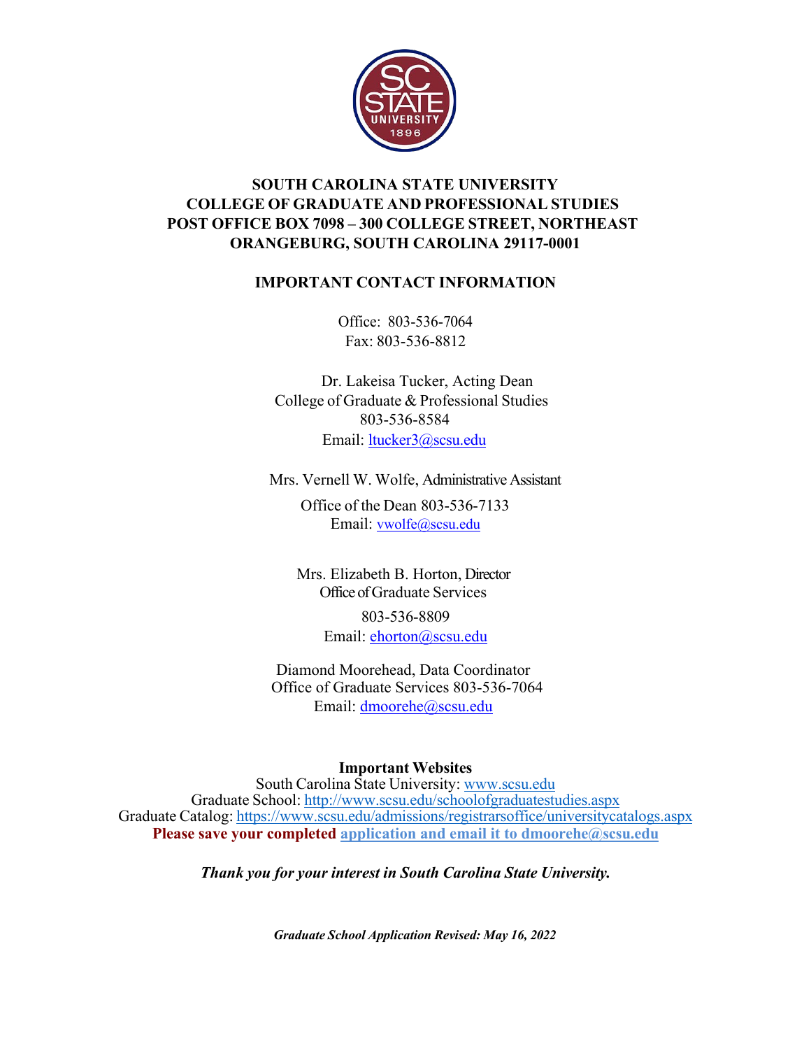# SOUTH CAROLINA STATE UNIVERSITY
## COLLEGE OF GRADUATE AND PROFESSIONAL STUDIES
## POST OFFICE BOX 7098 – 300 COLLEGE STREET, NORTHEAST
## ORANGEBURG, SOUTH CAROLINA 29117-0001

### IMPORTANT CONTACT INFORMATION

Office: 803-536-7064
Fax: 803-536-8812

Dr. Lakeisa Tucker, Acting Dean
College of Graduate & Professional Studies
803-536-8584
Email: ltucker3@scsu.edu

Mrs. Vernell W. Wolfe, Administrative Assistant
Office of the Dean 803-536-7133
Email: vwolfe@scsu.edu

Mrs. Elizabeth B. Horton, Director
Office of Graduate Services
803-536-8809
Email: ehorton@scsu.edu

Diamond Moorehead, Data Coordinator
Office of Graduate Services 803-536-7064
Email: dmoorehe@scsu.edu

**Important Websites**

South Carolina State University: www.scsu.edu
Graduate School: http://www.scsu.edu/schoolofgraduatestudies.aspx
Graduate Catalog: https://www.scsu.edu/admissions/registrarsoffice/universitycatalogs.aspx
**Please save your completed application and email it to dmoorehe@scsu.edu**

***Thank you for your interest in South Carolina State University.***

***Graduate School Application Revised: May 16, 2022***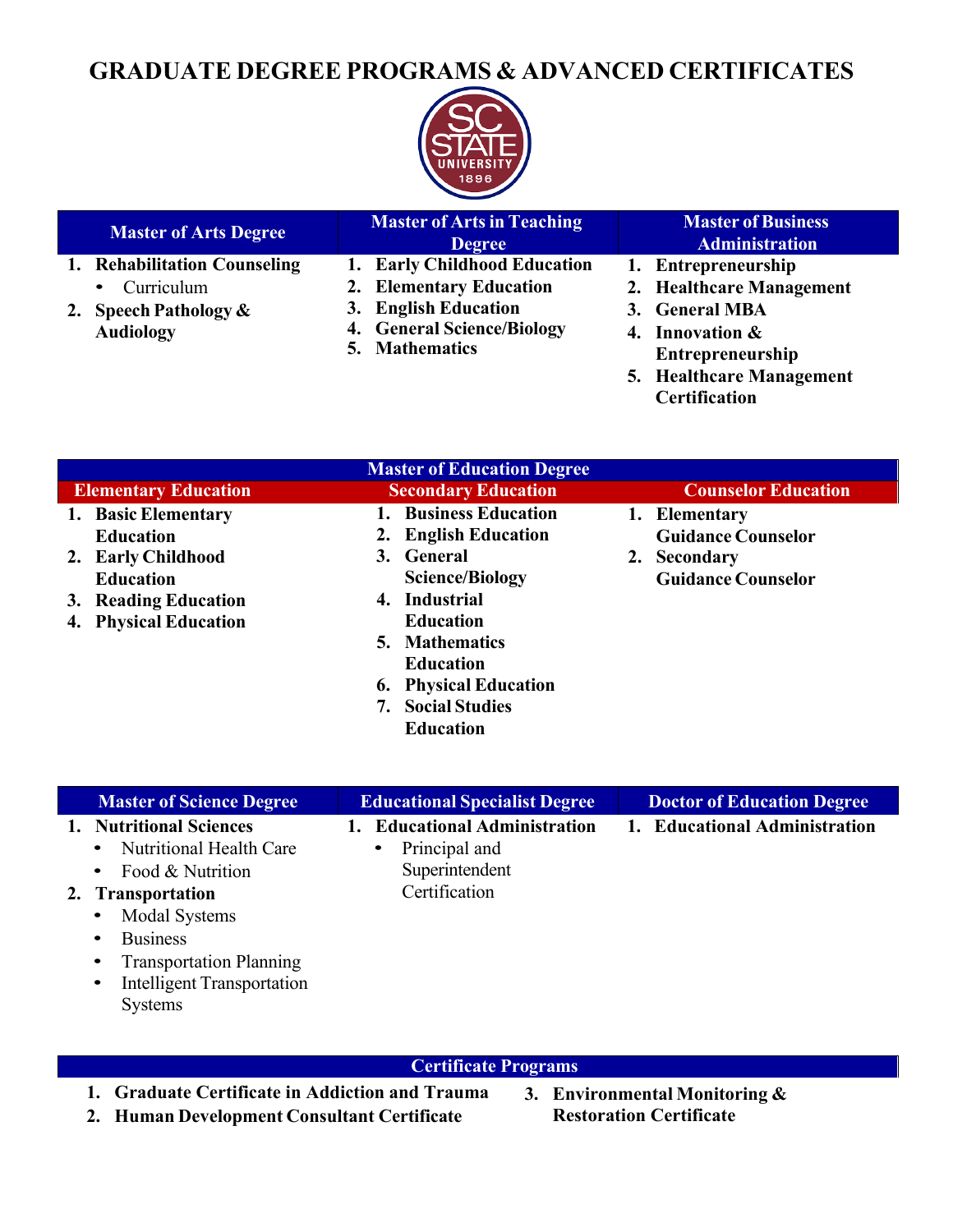# GRADUATE DEGREE PROGRAMS & ADVANCED CERTIFICATES

## Master of Arts Degree

1. **Rehabilitation Counseling**
   - Curriculum
2. **Speech Pathology & Audiology**

## Master of Arts in Teaching Degree

1. **Early Childhood Education**
2. **Elementary Education**
3. **English Education**
4. **General Science/Biology**
5. **Mathematics**

## Master of Business Administration

1. **Entrepreneurship**
2. **Healthcare Management**
3. **General MBA**
4. **Innovation & Entrepreneurship**
5. **Healthcare Management Certification**

## Master of Education Degree

### Elementary Education

1. **Basic Elementary Education**
2. **Early Childhood Education**
3. **Reading Education**
4. **Physical Education**

### Secondary Education

1. **Business Education**
2. **English Education**
3. **General Science/Biology**
4. **Industrial Education**
5. **Mathematics Education**
6. **Physical Education**
7. **Social Studies Education**

### Counselor Education

1. **Elementary Guidance Counselor**
2. **Secondary Guidance Counselor**

## Master of Science Degree

1. **Nutritional Sciences**
   - Nutritional Health Care
   - Food & Nutrition
2. **Transportation**
   - Modal Systems
   - Business
   - Transportation Planning
   - Intelligent Transportation Systems

## Educational Specialist Degree

1. **Educational Administration**
   - Principal and Superintendent Certification

## Doctor of Education Degree

1. **Educational Administration**

## Certificate Programs

1. **Graduate Certificate in Addiction and Trauma**
2. **Human Development Consultant Certificate**
3. **Environmental Monitoring & Restoration Certificate**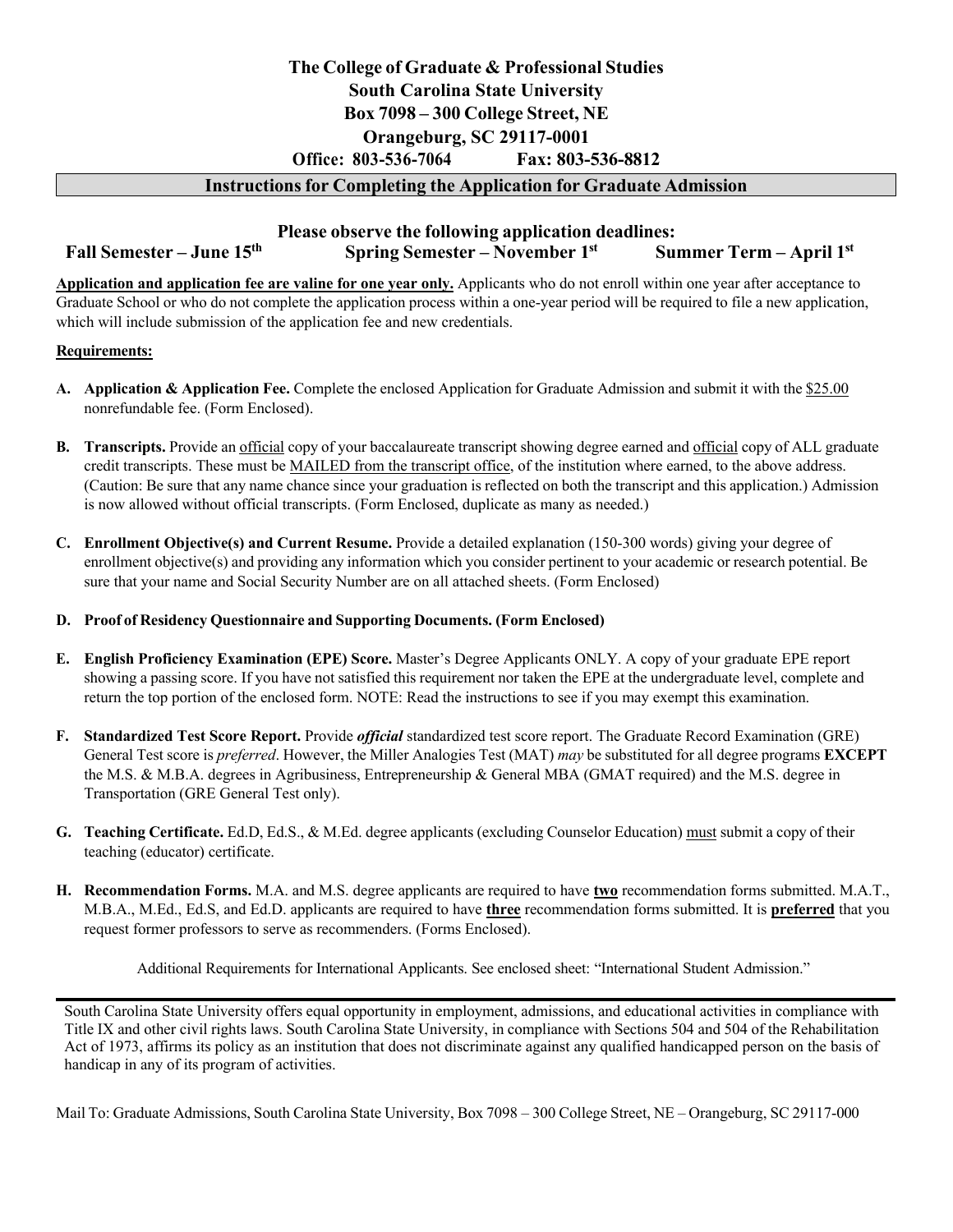**The College of Graduate & Professional Studies**
**South Carolina State University**
**Box 7098 – 300 College Street, NE**
**Orangeburg, SC 29117-0001**
**Office: 803-536-7064 Fax: 803-536-8812**

## Instructions for Completing the Application for Graduate Admission

### Please observe the following application deadlines:

**Fall Semester – June 15th** **Spring Semester – November 1st** **Summer Term – April 1st**

**Application and application fee are valine for one year only.** Applicants who do not enroll within one year after acceptance to Graduate School or who do not complete the application process within a one-year period will be required to file a new application, which will include submission of the application fee and new credentials.

**Requirements:**

**A. Application & Application Fee.** Complete the enclosed Application for Graduate Admission and submit it with the $25.00 nonrefundable fee. (Form Enclosed).

**B. Transcripts.** Provide an official copy of your baccalaureate transcript showing degree earned and official copy of ALL graduate credit transcripts. These must be MAILED from the transcript office, of the institution where earned, to the above address. (Caution: Be sure that any name chance since your graduation is reflected on both the transcript and this application.) Admission is now allowed without official transcripts. (Form Enclosed, duplicate as many as needed.)

**C. Enrollment Objective(s) and Current Resume.** Provide a detailed explanation (150-300 words) giving your degree of enrollment objective(s) and providing any information which you consider pertinent to your academic or research potential. Be sure that your name and Social Security Number are on all attached sheets. (Form Enclosed)

**D. Proof of Residency Questionnaire and Supporting Documents. (Form Enclosed)**

**E. English Proficiency Examination (EPE) Score.** Master's Degree Applicants ONLY. A copy of your graduate EPE report showing a passing score. If you have not satisfied this requirement nor taken the EPE at the undergraduate level, complete and return the top portion of the enclosed form. NOTE: Read the instructions to see if you may exempt this examination.

**F. Standardized Test Score Report.** Provide ***official*** standardized test score report. The Graduate Record Examination (GRE) General Test score is *preferred*. However, the Miller Analogies Test (MAT) *may* be substituted for all degree programs **EXCEPT** the M.S. & M.B.A. degrees in Agribusiness, Entrepreneurship & General MBA (GMAT required) and the M.S. degree in Transportation (GRE General Test only).

**G. Teaching Certificate.** Ed.D, Ed.S., & M.Ed. degree applicants (excluding Counselor Education) must submit a copy of their teaching (educator) certificate.

**H. Recommendation Forms.** M.A. and M.S. degree applicants are required to have **two** recommendation forms submitted. M.A.T., M.B.A., M.Ed., Ed.S, and Ed.D. applicants are required to have **three** recommendation forms submitted. It is **preferred** that you request former professors to serve as recommenders. (Forms Enclosed).

Additional Requirements for International Applicants. See enclosed sheet: "International Student Admission."

---

South Carolina State University offers equal opportunity in employment, admissions, and educational activities in compliance with Title IX and other civil rights laws. South Carolina State University, in compliance with Sections 504 and 504 of the Rehabilitation Act of 1973, affirms its policy as an institution that does not discriminate against any qualified handicapped person on the basis of handicap in any of its program of activities.

Mail To: Graduate Admissions, South Carolina State University, Box 7098 – 300 College Street, NE – Orangeburg, SC 29117-000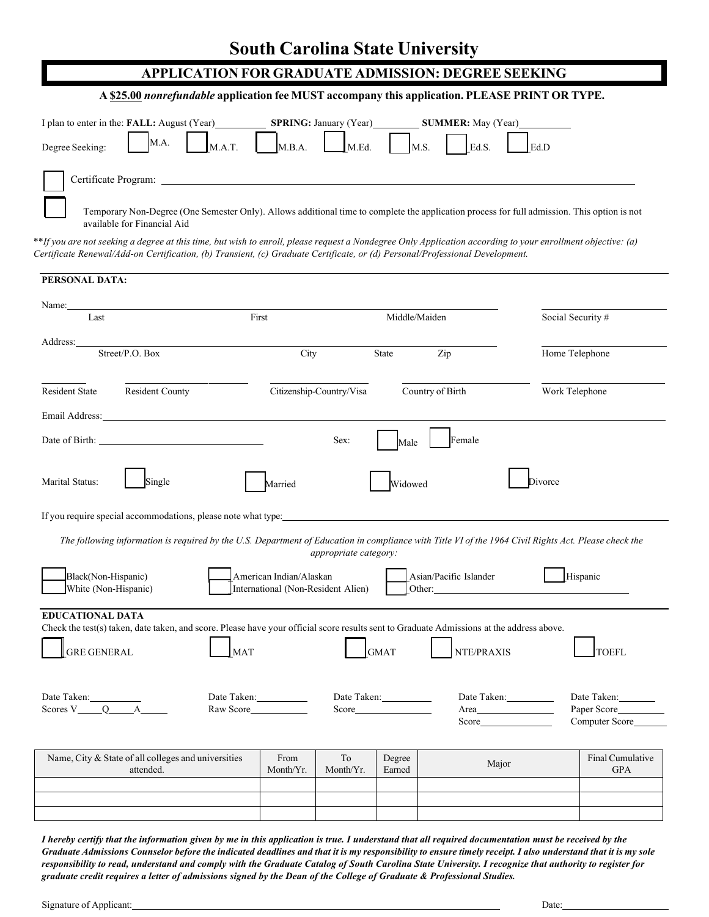# South Carolina State University

## APPLICATION FOR GRADUATE ADMISSION: DEGREE SEEKING

**A $25.00 *nonrefundable* application fee MUST accompany this application. PLEASE PRINT OR TYPE.**

I plan to enter in the: **FALL:** August (Year)__________ **SPRING:** January (Year)__________ **SUMMER:** May (Year)__________

Degree Seeking: ☐ M.A. ☐ M.A.T. ☐ M.B.A. ☐ M.Ed. ☐ M.S. ☐ Ed.S. ☐ Ed.D

☐ Certificate Program: ______________________________

☐ Temporary Non-Degree (One Semester Only). Allows additional time to complete the application process for full admission. This option is not available for Financial Aid

***If you are not seeking a degree at this time, but wish to enroll, please request a Nondegree Only Application according to your enrollment objective: (a) Certificate Renewal/Add-on Certification, (b) Transient, (c) Graduate Certificate, or (d) Personal/Professional Development.*

---

**PERSONAL DATA:**

Name: ______________________________ ______________________________
Last First Middle/Maiden Social Security #

Address: ______________________________ ______________________________
Street/P.O. Box City State Zip Home Telephone

__________ __________ __________ __________ __________
Resident State Resident County Citizenship-Country/Visa Country of Birth Work Telephone

Email Address: ______________________________

Date of Birth: ______________________________ Sex: ☐ Male ☐ Female

Marital Status: ☐ Single ☐ Married ☐ Widowed ☐ Divorce

If you require special accommodations, please note what type: ______________________________

*The following information is required by the U.S. Department of Education in compliance with Title VI of the 1964 Civil Rights Act. Please check the appropriate category:*

☐ Black(Non-Hispanic) ☐ American Indian/Alaskan ☐ Asian/Pacific Islander ☐ Hispanic
☐ White (Non-Hispanic) ☐ International (Non-Resident Alien) ☐ Other: __________

---

**EDUCATIONAL DATA**

Check the test(s) taken, date taken, and score. Please have your official score results sent to Graduate Admissions at the address above.

☐ GRE GENERAL ☐ MAT ☐ GMAT ☐ NTE/PRAXIS ☐ TOEFL

| GRE GENERAL | MAT | GMAT | NTE/PRAXIS | TOEFL |
|---|---|---|---|---|
| Date Taken:______ | Date Taken:______ | Date Taken:______ | Date Taken:______ | Date Taken:______ |
| Scores V____Q____A____ | Raw Score______ | Score______ | Area______ | Paper Score______ |
| | | | Score______ | Computer Score______ |

| Name, City & State of all colleges and universities attended. | From Month/Yr. | To Month/Yr. | Degree Earned | Major | Final Cumulative GPA |
|---|---|---|---|---|---|
| | | | | | |
| | | | | | |
| | | | | | |

***I hereby certify that the information given by me in this application is true. I understand that all required documentation must be received by the Graduate Admissions Counselor before the indicated deadlines and that it is my responsibility to ensure timely receipt. I also understand that it is my sole responsibility to read, understand and comply with the Graduate Catalog of South Carolina State University. I recognize that authority to register for graduate credit requires a letter of admissions signed by the Dean of the College of Graduate & Professional Studies.***

Signature of Applicant: ______________________________ Date: __________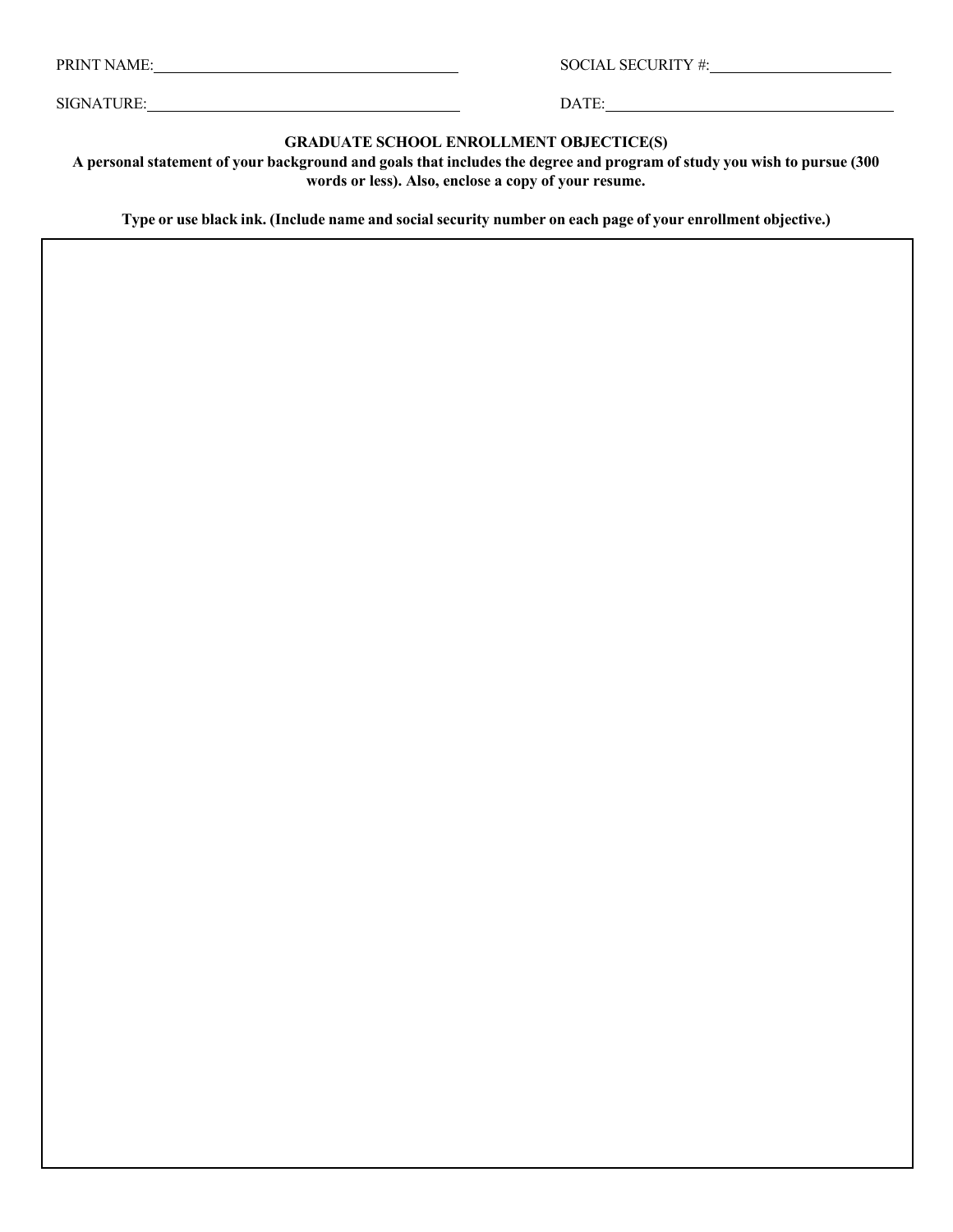PRINT NAME: ______________________________ SOCIAL SECURITY #: ____________________

SIGNATURE: ______________________________ DATE: ______________________________

**GRADUATE SCHOOL ENROLLMENT OBJECTICE(S)**

**A personal statement of your background and goals that includes the degree and program of study you wish to pursue (300 words or less). Also, enclose a copy of your resume.**

**Type or use black ink. (Include name and social security number on each page of your enrollment objective.)**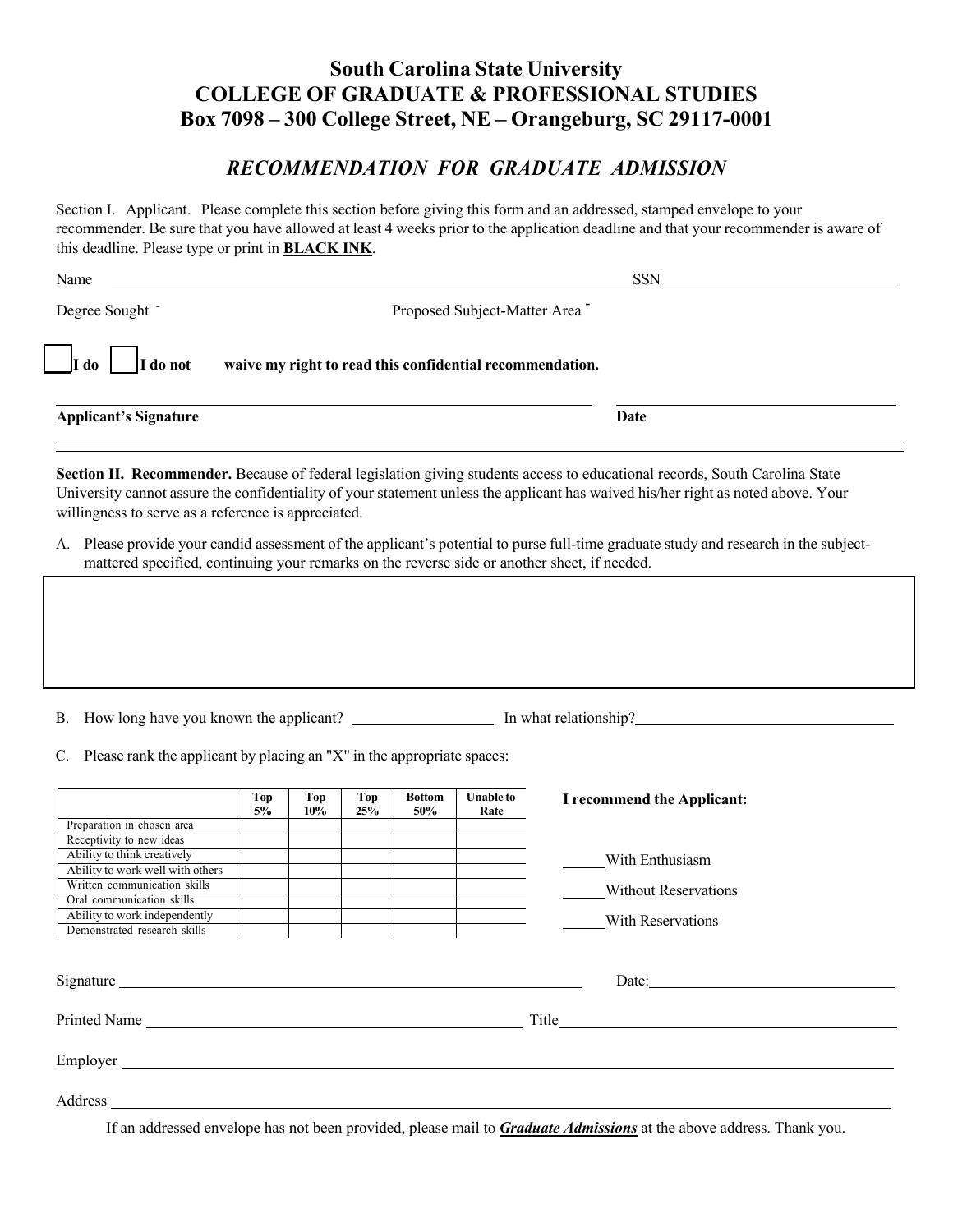# South Carolina State University
# COLLEGE OF GRADUATE & PROFESSIONAL STUDIES
# Box 7098 – 300 College Street, NE – Orangeburg, SC 29117-0001

## *RECOMMENDATION FOR GRADUATE ADMISSION*

Section I. Applicant. Please complete this section before giving this form and an addressed, stamped envelope to your recommender. Be sure that you have allowed at least 4 weeks prior to the application deadline and that your recommender is aware of this deadline. Please type or print in **BLACK INK**.

Name ______________________________________________ SSN ____________________

Degree Sought ¯ Proposed Subject-Matter Area ¯

☐ **I do** ☐ **I do not** **waive my right to read this confidential recommendation.**

______________________________________________ ____________________

**Applicant's Signature** **Date**

---

**Section II. Recommender.** Because of federal legislation giving students access to educational records, South Carolina State University cannot assure the confidentiality of your statement unless the applicant has waived his/her right as noted above. Your willingness to serve as a reference is appreciated.

A. Please provide your candid assessment of the applicant's potential to purse full-time graduate study and research in the subject-mattered specified, continuing your remarks on the reverse side or another sheet, if needed.

B. How long have you known the applicant? ____________ In what relationship? ____________________

C. Please rank the applicant by placing an "X" in the appropriate spaces:

| | Top 5% | Top 10% | Top 25% | Bottom 50% | Unable to Rate |
|---|---|---|---|---|---|
| Preparation in chosen area | | | | | |
| Receptivity to new ideas | | | | | |
| Ability to think creatively | | | | | |
| Ability to work well with others | | | | | |
| Written communication skills | | | | | |
| Oral communication skills | | | | | |
| Ability to work independently | | | | | |
| Demonstrated research skills | | | | | |

**I recommend the Applicant:**

_____With Enthusiasm

_____Without Reservations

_____With Reservations

Signature ______________________________________________ Date: ____________________

Printed Name ______________________________________ Title ____________________

Employer ______________________________________________________________

Address ______________________________________________________________

If an addressed envelope has not been provided, please mail to ***Graduate Admissions*** at the above address. Thank you.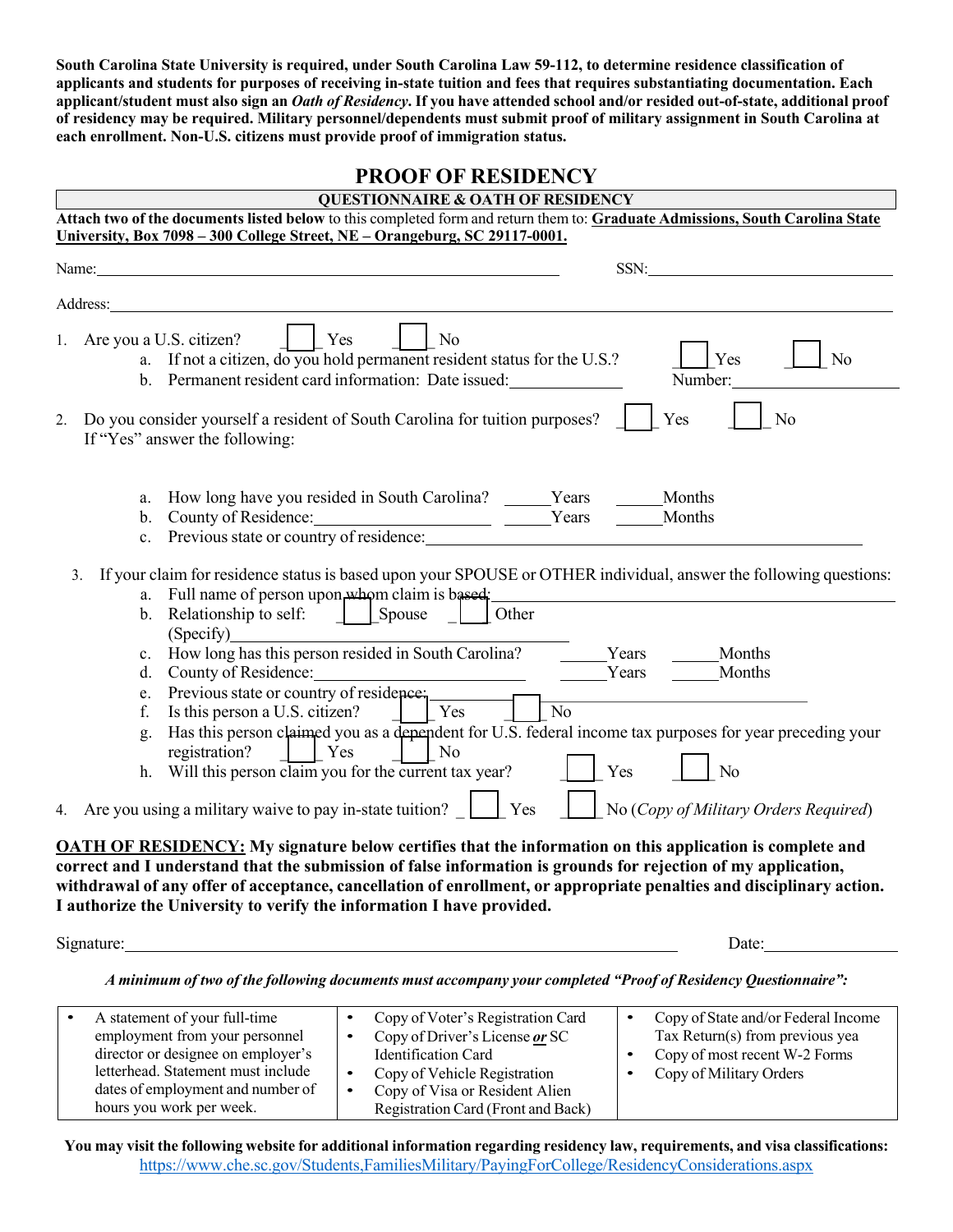**South Carolina State University is required, under South Carolina Law 59-112, to determine residence classification of applicants and students for purposes of receiving in-state tuition and fees that requires substantiating documentation. Each applicant/student must also sign an *Oath of Residency*. If you have attended school and/or resided out-of-state, additional proof of residency may be required. Military personnel/dependents must submit proof of military assignment in South Carolina at each enrollment. Non-U.S. citizens must provide proof of immigration status.**

# PROOF OF RESIDENCY

## QUESTIONNAIRE & OATH OF RESIDENCY

**Attach two of the documents listed below** to this completed form and return them to: **Graduate Admissions, South Carolina State University, Box 7098 – 300 College Street, NE – Orangeburg, SC 29117-0001.**

Name:______________________________ SSN:______________________

Address:______________________________________________________

1. Are you a U.S. citizer? ☐ Yes ☐ No
   a. If not a citizen, do you hold permanent resident status for the U.S.? ☐ Yes ☐ No
   b. Permanent resident card information: Date issued:__________ Number:______________

2. Do you consider yourself a resident of South Carolina for tuition purposes? ☐ Yes ☐ No
   If "Yes" answer the following:
   a. How long have you resided in South Carolina? _____Years _____Months
   b. County of Residence:__________________ _____Years _____Months
   c. Previous state or country of residence:______________________________

3. If your claim for residence status is based upon your SPOUSE or OTHER individual, answer the following questions:
   a. Full name of person upon whom claim is based:______________________________
   b. Relationship to self: ☐ Spouse ☐ Other
      (Specify)______________________________
   c. How long has this person resided in South Carolina? _____Years _____Months
   d. County of Residence:__________________ _____Years _____Months
   e. Previous state or country of residence:______________________________
   f. Is this person a U.S. citizen? ☐ Yes ☐ No
   g. Has this person claimed you as a dependent for U.S. federal income tax purposes for year preceding your registration? ☐ Yes ☐ No
   h. Will this person claim you for the current tax year? ☐ Yes ☐ No

4. Are you using a military waive to pay in-state tuition? ☐ Yes ☐ No (*Copy of Military Orders Required*)

**<u>OATH OF RESIDENCY:</u> My signature below certifies that the information on this application is complete and correct and I understand that the submission of false information is grounds for rejection of my application, withdrawal of any offer of acceptance, cancellation of enrollment, or appropriate penalties and disciplinary action. I authorize the University to verify the information I have provided.**

Signature:______________________________________ Date:______________

***A minimum of two of the following documents must accompany your completed "Proof of Residency Questionnaire":***

| | | |
|---|---|---|
| • A statement of your full-time employment from your personnel director or designee on employer's letterhead. Statement must include dates of employment and number of hours you work per week. | • Copy of Voter's Registration Card<br>• Copy of Driver's License ***or*** SC Identification Card<br>• Copy of Vehicle Registration<br>• Copy of Visa or Resident Alien Registration Card (Front and Back) | • Copy of State and/or Federal Income Tax Return(s) from previous yea<br>• Copy of most recent W-2 Forms<br>• Copy of Military Orders |

**You may visit the following website for additional information regarding residency law, requirements, and visa classifications:**
https://www.che.sc.gov/Students,FamiliesMilitary/PayingForCollege/ResidencyConsiderations.aspx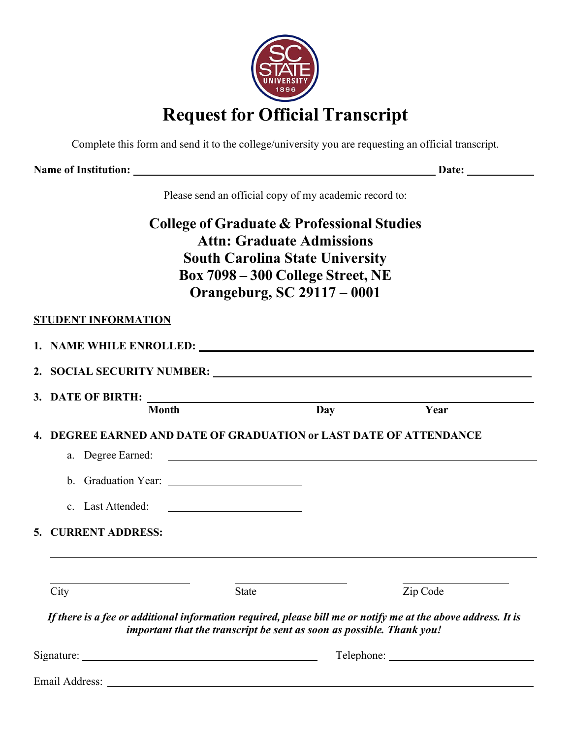# Request for Official Transcript

Complete this form and send it to the college/university you are requesting an official transcript.

**Name of Institution:** ______________________________ **Date:** __________

Please send an official copy of my academic record to:

**College of Graduate & Professional Studies**
**Attn: Graduate Admissions**
**South Carolina State University**
**Box 7098 – 300 College Street, NE**
**Orangeburg, SC 29117 – 0001**

**STUDENT INFORMATION**

1. **NAME WHILE ENROLLED:** ______________________________
2. **SOCIAL SECURITY NUMBER:** ______________________________
3. **DATE OF BIRTH:** ______________________________
   **Month** **Day** **Year**
4. **DEGREE EARNED AND DATE OF GRADUATION or LAST DATE OF ATTENDANCE**
   a. Degree Earned: ______________________________
   b. Graduation Year: ______________
   c. Last Attended: ______________
5. **CURRENT ADDRESS:**

______________________________

______________ ______________ ______________
City State Zip Code

***If there is a fee or additional information required, please bill me or notify me at the above address. It is important that the transcript be sent as soon as possible. Thank you!***

Signature: ______________________________ Telephone: ______________

Email Address: ______________________________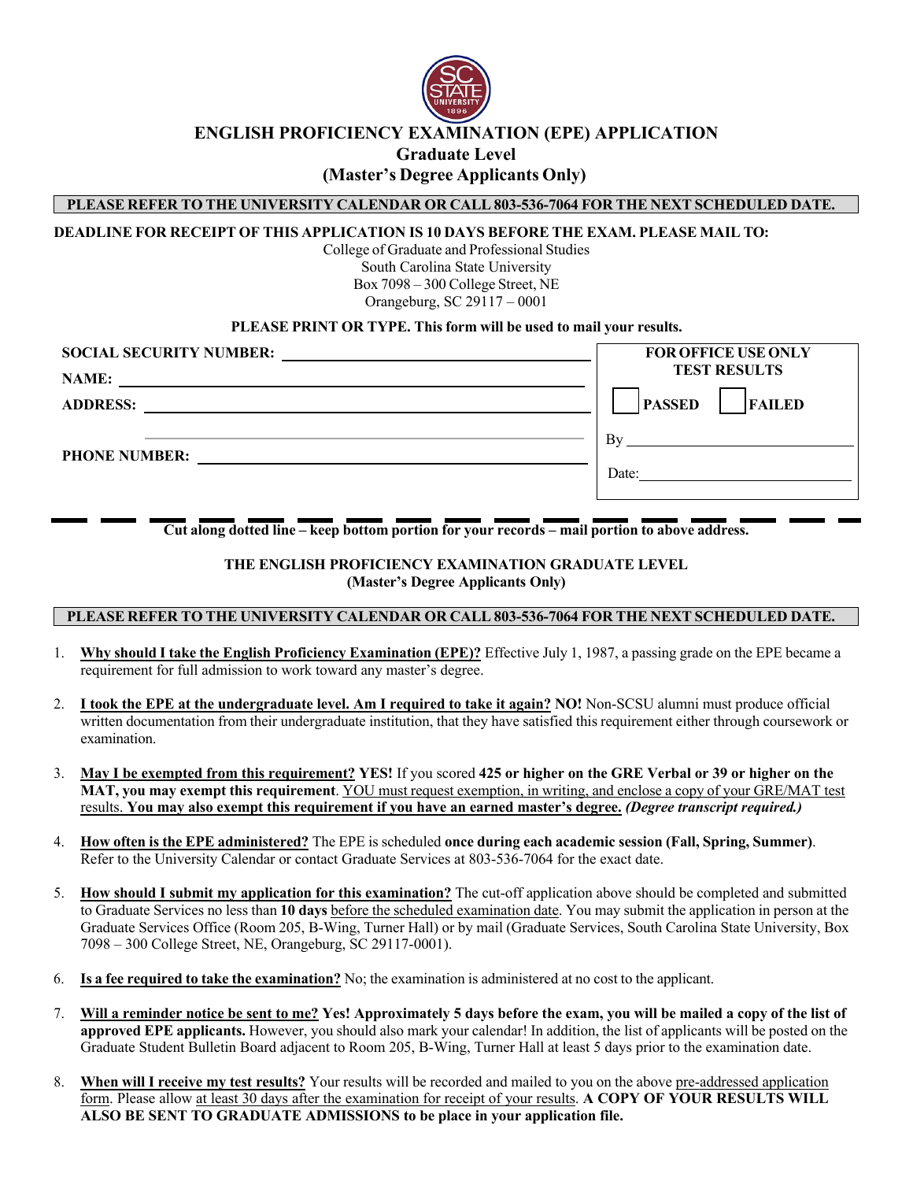# ENGLISH PROFICIENCY EXAMINATION (EPE) APPLICATION

## Graduate Level

## (Master's Degree Applicants Only)

**PLEASE REFER TO THE UNIVERSITY CALENDAR OR CALL 803-536-7064 FOR THE NEXT SCHEDULED DATE.**

**DEADLINE FOR RECEIPT OF THIS APPLICATION IS 10 DAYS BEFORE THE EXAM. PLEASE MAIL TO:**

College of Graduate and Professional Studies
South Carolina State University
Box 7098 – 300 College Street, NE
Orangeburg, SC 29117 – 0001

**PLEASE PRINT OR TYPE. This form will be used to mail your results.**

**SOCIAL SECURITY NUMBER:** ______________________________

**NAME:** ______________________________

**ADDRESS:** ______________________________

______________________________

**PHONE NUMBER:** ______________________________

**FOR OFFICE USE ONLY**
**TEST RESULTS**

☐ **PASSED** ☐ **FAILED**

By ______________________________

Date: ______________________________

**Cut along dotted line – keep bottom portion for your records – mail portion to above address.**

### THE ENGLISH PROFICIENCY EXAMINATION GRADUATE LEVEL
### (Master's Degree Applicants Only)

**PLEASE REFER TO THE UNIVERSITY CALENDAR OR CALL 803-536-7064 FOR THE NEXT SCHEDULED DATE.**

1. **Why should I take the English Proficiency Examination (EPE)?** Effective July 1, 1987, a passing grade on the EPE became a requirement for full admission to work toward any master's degree.

2. **I took the EPE at the undergraduate level. Am I required to take it again? NO!** Non-SCSU alumni must produce official written documentation from their undergraduate institution, that they have satisfied this requirement either through coursework or examination.

3. **May I be exempted from this requirement? YES!** If you scored **425 or higher on the GRE Verbal or 39 or higher on the MAT, you may exempt this requirement**. YOU must request exemption, in writing, and enclose a copy of your GRE/MAT test results. **You may also exempt this requirement if you have an earned master's degree.** ***(Degree transcript required.)***

4. **How often is the EPE administered?** The EPE is scheduled **once during each academic session (Fall, Spring, Summer)**. Refer to the University Calendar or contact Graduate Services at 803-536-7064 for the exact date.

5. **How should I submit my application for this examination?** The cut-off application above should be completed and submitted to Graduate Services no less than **10 days** before the scheduled examination date. You may submit the application in person at the Graduate Services Office (Room 205, B-Wing, Turner Hall) or by mail (Graduate Services, South Carolina State University, Box 7098 – 300 College Street, NE, Orangeburg, SC 29117-0001).

6. **Is a fee required to take the examination?** No; the examination is administered at no cost to the applicant.

7. **Will a reminder notice be sent to me? Yes! Approximately 5 days before the exam, you will be mailed a copy of the list of approved EPE applicants.** However, you should also mark your calendar! In addition, the list of applicants will be posted on the Graduate Student Bulletin Board adjacent to Room 205, B-Wing, Turner Hall at least 5 days prior to the examination date.

8. **When will I receive my test results?** Your results will be recorded and mailed to you on the above pre-addressed application form. Please allow at least 30 days after the examination for receipt of your results. **A COPY OF YOUR RESULTS WILL ALSO BE SENT TO GRADUATE ADMISSIONS to be place in your application file.**